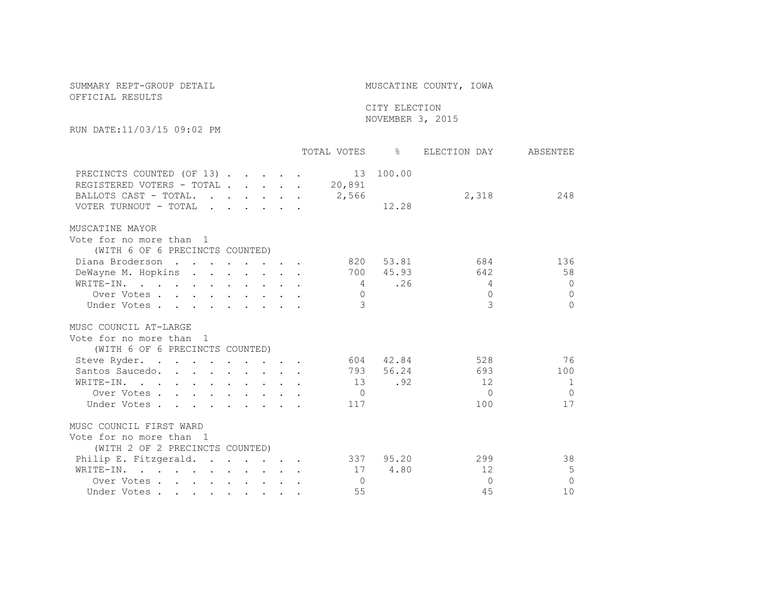SUMMARY REPT-GROUP DETAIL
OFFICIAL RESULTS

MUSCATINE COUNTY, IOWA

CITY ELECTION
NOVEMBER 3, 2015

RUN DATE:11/03/15 09:02 PM

| | TOTAL VOTES | % | ELECTION DAY | ABSENTEE |
|---|---|---|---|---|
| PRECINCTS COUNTED (OF 13) | 13 | 100.00 | | |
| REGISTERED VOTERS - TOTAL | 20,891 | | | |
| BALLOTS CAST - TOTAL. | 2,566 | | 2,318 | 248 |
| VOTER TURNOUT - TOTAL | | 12.28 | | |

## MUSCATINE MAYOR

Vote for no more than 1
(WITH 6 OF 6 PRECINCTS COUNTED)

| | TOTAL VOTES | % | ELECTION DAY | ABSENTEE |
|---|---|---|---|---|
| Diana Broderson | 820 | 53.81 | 684 | 136 |
| DeWayne M. Hopkins | 700 | 45.93 | 642 | 58 |
| WRITE-IN. | 4 | .26 | 4 | 0 |
| Over Votes | 0 | | 0 | 0 |
| Under Votes | 3 | | 3 | 0 |

## MUSC COUNCIL AT-LARGE

Vote for no more than 1
(WITH 6 OF 6 PRECINCTS COUNTED)

| | TOTAL VOTES | % | ELECTION DAY | ABSENTEE |
|---|---|---|---|---|
| Steve Ryder. | 604 | 42.84 | 528 | 76 |
| Santos Saucedo. | 793 | 56.24 | 693 | 100 |
| WRITE-IN. | 13 | .92 | 12 | 1 |
| Over Votes | 0 | | 0 | 0 |
| Under Votes | 117 | | 100 | 17 |

## MUSC COUNCIL FIRST WARD

Vote for no more than 1
(WITH 2 OF 2 PRECINCTS COUNTED)

| | TOTAL VOTES | % | ELECTION DAY | ABSENTEE |
|---|---|---|---|---|
| Philip E. Fitzgerald. | 337 | 95.20 | 299 | 38 |
| WRITE-IN. | 17 | 4.80 | 12 | 5 |
| Over Votes | 0 | | 0 | 0 |
| Under Votes | 55 | | 45 | 10 |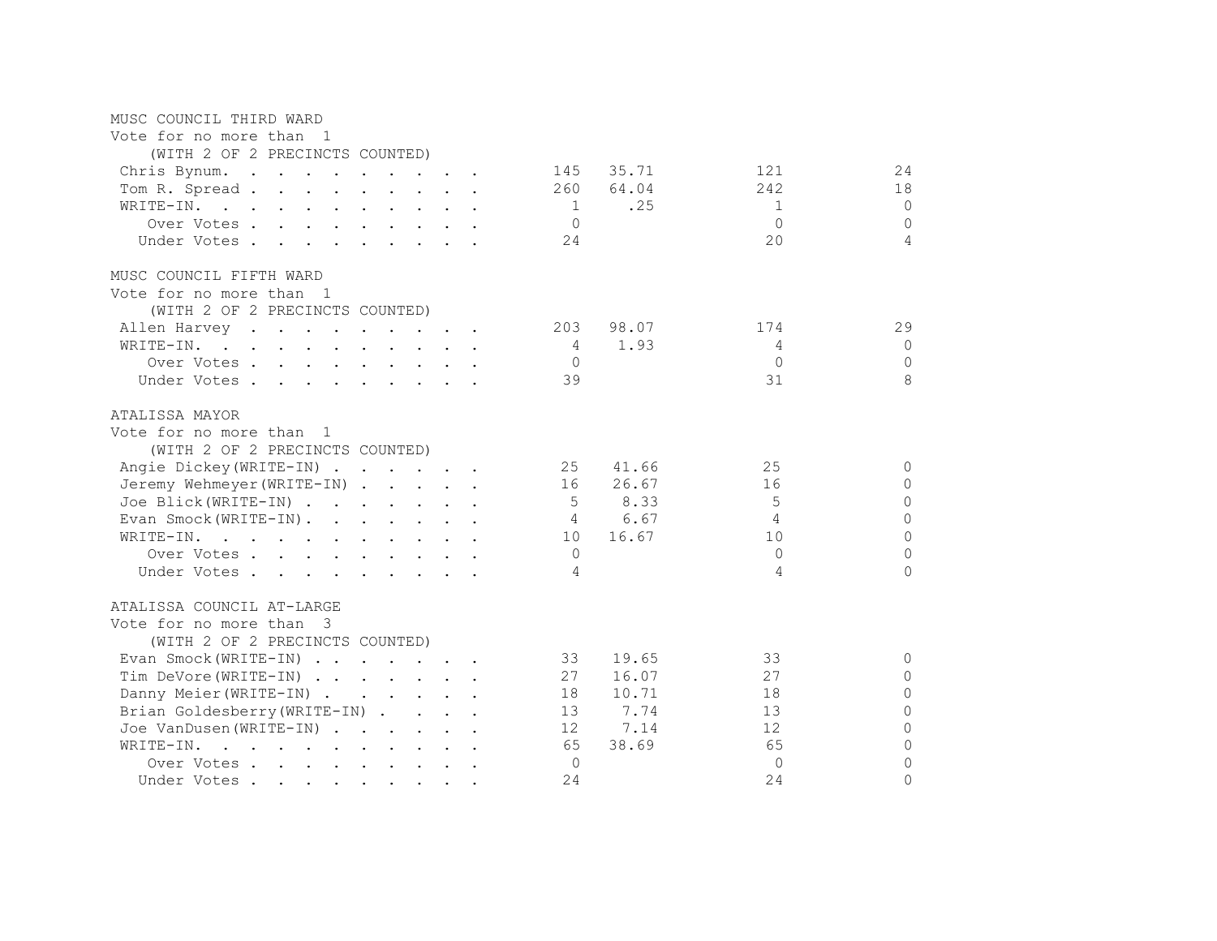MUSC COUNCIL THIRD WARD
Vote for no more than 1
(WITH 2 OF 2 PRECINCTS COUNTED)

| Candidate | Total | % | | |
|---|---|---|---|---|
| Chris Bynum | 145 | 35.71 | 121 | 24 |
| Tom R. Spread | 260 | 64.04 | 242 | 18 |
| WRITE-IN. | 1 | .25 | 1 | 0 |
| Over Votes | 0 | | 0 | 0 |
| Under Votes | 24 | | 20 | 4 |

MUSC COUNCIL FIFTH WARD
Vote for no more than 1
(WITH 2 OF 2 PRECINCTS COUNTED)

| Candidate | Total | % | | |
|---|---|---|---|---|
| Allen Harvey | 203 | 98.07 | 174 | 29 |
| WRITE-IN. | 4 | 1.93 | 4 | 0 |
| Over Votes | 0 | | 0 | 0 |
| Under Votes | 39 | | 31 | 8 |

ATALISSA MAYOR
Vote for no more than 1
(WITH 2 OF 2 PRECINCTS COUNTED)

| Candidate | Total | % | | |
|---|---|---|---|---|
| Angie Dickey(WRITE-IN) | 25 | 41.66 | 25 | 0 |
| Jeremy Wehmeyer(WRITE-IN) | 16 | 26.67 | 16 | 0 |
| Joe Blick(WRITE-IN) | 5 | 8.33 | 5 | 0 |
| Evan Smock(WRITE-IN) | 4 | 6.67 | 4 | 0 |
| WRITE-IN. | 10 | 16.67 | 10 | 0 |
| Over Votes | 0 | | 0 | 0 |
| Under Votes | 4 | | 4 | 0 |

ATALISSA COUNCIL AT-LARGE
Vote for no more than 3
(WITH 2 OF 2 PRECINCTS COUNTED)

| Candidate | Total | % | | |
|---|---|---|---|---|
| Evan Smock(WRITE-IN) | 33 | 19.65 | 33 | 0 |
| Tim DeVore(WRITE-IN) | 27 | 16.07 | 27 | 0 |
| Danny Meier(WRITE-IN) | 18 | 10.71 | 18 | 0 |
| Brian Goldesberry(WRITE-IN) | 13 | 7.74 | 13 | 0 |
| Joe VanDusen(WRITE-IN) | 12 | 7.14 | 12 | 0 |
| WRITE-IN. | 65 | 38.69 | 65 | 0 |
| Over Votes | 0 | | 0 | 0 |
| Under Votes | 24 | | 24 | 0 |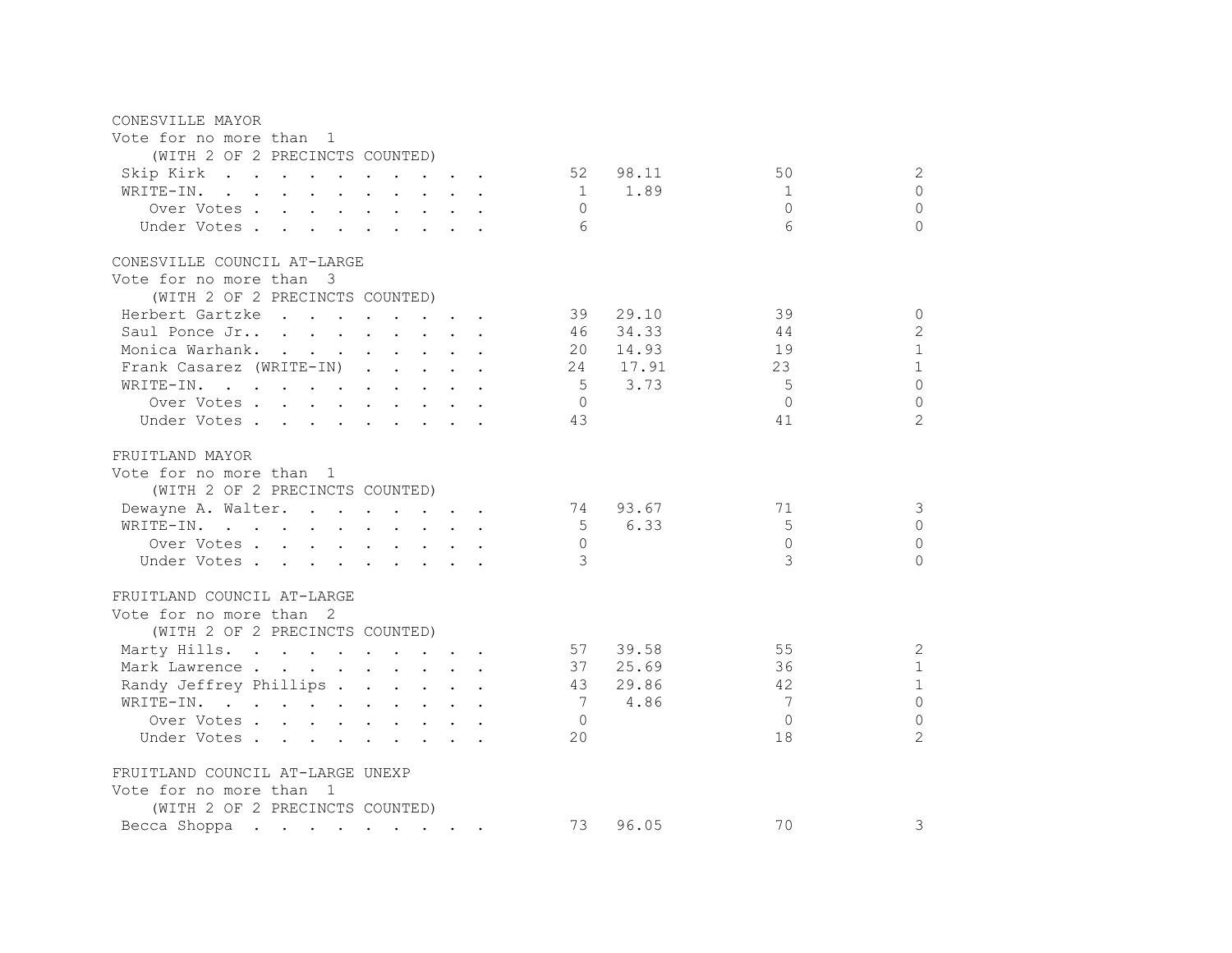CONESVILLE MAYOR
Vote for no more than 1
(WITH 2 OF 2 PRECINCTS COUNTED)

| | | | | |
|---|---|---|---|---|
| Skip Kirk | 52 | 98.11 | 50 | 2 |
| WRITE-IN. | 1 | 1.89 | 1 | 0 |
| Over Votes | 0 | | 0 | 0 |
| Under Votes | 6 | | 6 | 0 |

CONESVILLE COUNCIL AT-LARGE
Vote for no more than 3
(WITH 2 OF 2 PRECINCTS COUNTED)

| | | | | |
|---|---|---|---|---|
| Herbert Gartzke | 39 | 29.10 | 39 | 0 |
| Saul Ponce Jr.. | 46 | 34.33 | 44 | 2 |
| Monica Warhank. | 20 | 14.93 | 19 | 1 |
| Frank Casarez (WRITE-IN) | 24 | 17.91 | 23 | 1 |
| WRITE-IN. | 5 | 3.73 | 5 | 0 |
| Over Votes | 0 | | 0 | 0 |
| Under Votes | 43 | | 41 | 2 |

FRUITLAND MAYOR
Vote for no more than 1
(WITH 2 OF 2 PRECINCTS COUNTED)

| | | | | |
|---|---|---|---|---|
| Dewayne A. Walter. | 74 | 93.67 | 71 | 3 |
| WRITE-IN. | 5 | 6.33 | 5 | 0 |
| Over Votes | 0 | | 0 | 0 |
| Under Votes | 3 | | 3 | 0 |

FRUITLAND COUNCIL AT-LARGE
Vote for no more than 2
(WITH 2 OF 2 PRECINCTS COUNTED)

| | | | | |
|---|---|---|---|---|
| Marty Hills. | 57 | 39.58 | 55 | 2 |
| Mark Lawrence | 37 | 25.69 | 36 | 1 |
| Randy Jeffrey Phillips | 43 | 29.86 | 42 | 1 |
| WRITE-IN. | 7 | 4.86 | 7 | 0 |
| Over Votes | 0 | | 0 | 0 |
| Under Votes | 20 | | 18 | 2 |

FRUITLAND COUNCIL AT-LARGE UNEXP
Vote for no more than 1
(WITH 2 OF 2 PRECINCTS COUNTED)

| | | | | |
|---|---|---|---|---|
| Becca Shoppa | 73 | 96.05 | 70 | 3 |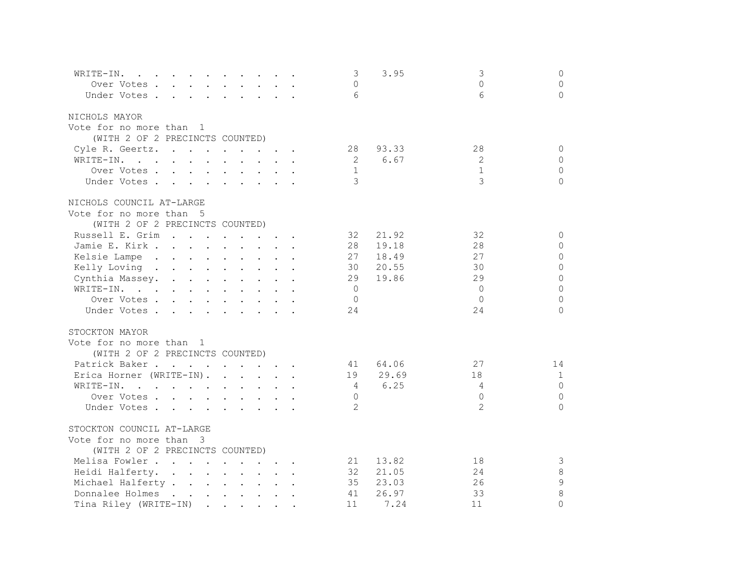| | | | | |
|---|---|---|---|---|
| WRITE-IN. | 3 | 3.95 | 3 | 0 |
| Over Votes | 0 | | 0 | 0 |
| Under Votes | 6 | | 6 | 0 |

NICHOLS MAYOR
Vote for no more than 1
(WITH 2 OF 2 PRECINCTS COUNTED)

| | | | | |
|---|---|---|---|---|
| Cyle R. Geertz. | 28 | 93.33 | 28 | 0 |
| WRITE-IN. | 2 | 6.67 | 2 | 0 |
| Over Votes | 1 | | 1 | 0 |
| Under Votes | 3 | | 3 | 0 |

NICHOLS COUNCIL AT-LARGE
Vote for no more than 5
(WITH 2 OF 2 PRECINCTS COUNTED)

| | | | | |
|---|---|---|---|---|
| Russell E. Grim | 32 | 21.92 | 32 | 0 |
| Jamie E. Kirk | 28 | 19.18 | 28 | 0 |
| Kelsie Lampe | 27 | 18.49 | 27 | 0 |
| Kelly Loving | 30 | 20.55 | 30 | 0 |
| Cynthia Massey. | 29 | 19.86 | 29 | 0 |
| WRITE-IN. | 0 | | 0 | 0 |
| Over Votes | 0 | | 0 | 0 |
| Under Votes | 24 | | 24 | 0 |

STOCKTON MAYOR
Vote for no more than 1
(WITH 2 OF 2 PRECINCTS COUNTED)

| | | | | |
|---|---|---|---|---|
| Patrick Baker | 41 | 64.06 | 27 | 14 |
| Erica Horner (WRITE-IN). | 19 | 29.69 | 18 | 1 |
| WRITE-IN. | 4 | 6.25 | 4 | 0 |
| Over Votes | 0 | | 0 | 0 |
| Under Votes | 2 | | 2 | 0 |

STOCKTON COUNCIL AT-LARGE
Vote for no more than 3
(WITH 2 OF 2 PRECINCTS COUNTED)

| | | | | |
|---|---|---|---|---|
| Melisa Fowler | 21 | 13.82 | 18 | 3 |
| Heidi Halferty. | 32 | 21.05 | 24 | 8 |
| Michael Halferty | 35 | 23.03 | 26 | 9 |
| Donnalee Holmes | 41 | 26.97 | 33 | 8 |
| Tina Riley (WRITE-IN) | 11 | 7.24 | 11 | 0 |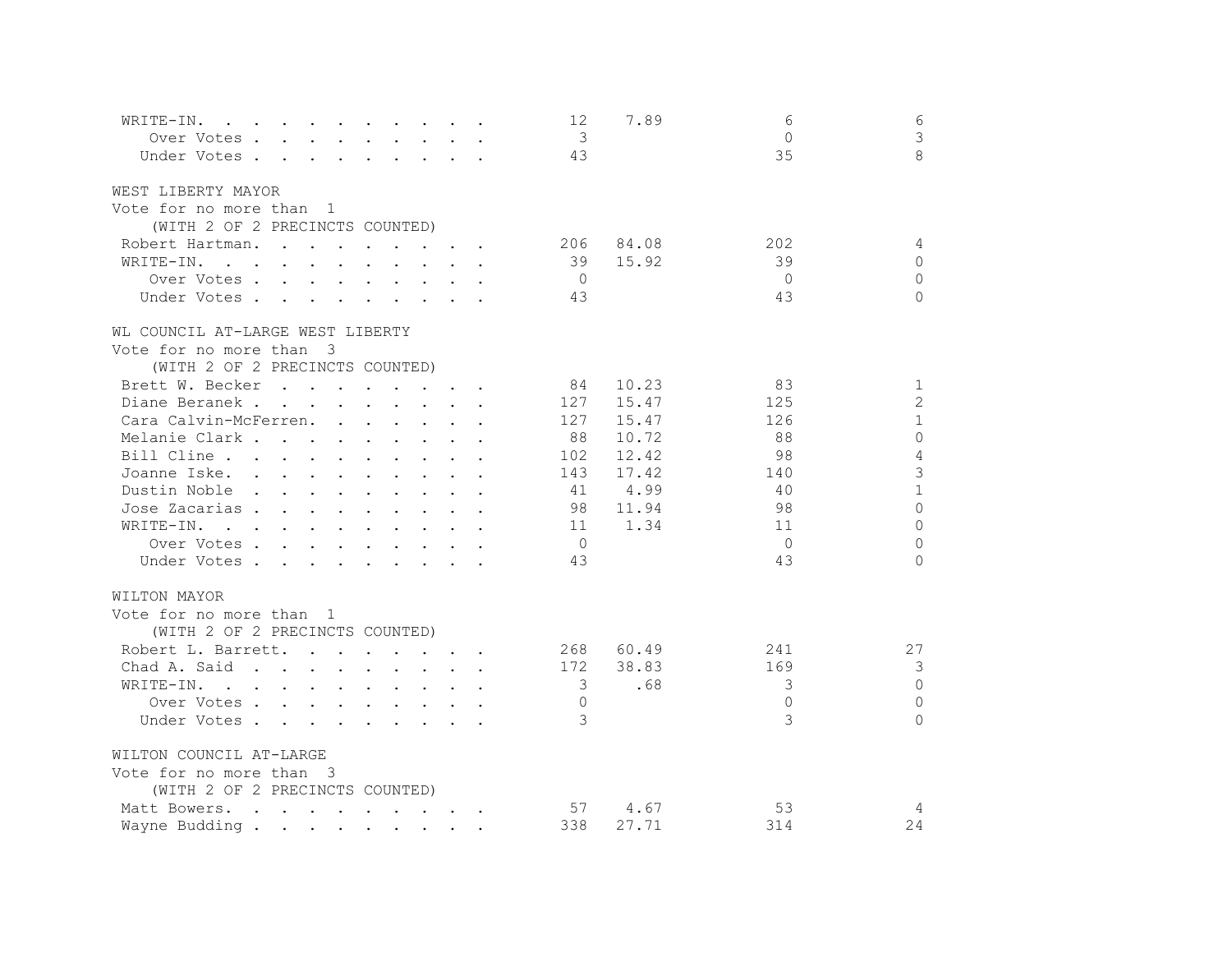| | Total | % | Col 3 | Col 4 |
|---|---|---|---|---|
| WRITE-IN. | 12 | 7.89 | 6 | 6 |
| Over Votes | 3 | | 0 | 3 |
| Under Votes | 43 | | 35 | 8 |

WEST LIBERTY MAYOR
Vote for no more than 1
(WITH 2 OF 2 PRECINCTS COUNTED)

| | Total | % | Col 3 | Col 4 |
|---|---|---|---|---|
| Robert Hartman. | 206 | 84.08 | 202 | 4 |
| WRITE-IN. | 39 | 15.92 | 39 | 0 |
| Over Votes | 0 | | 0 | 0 |
| Under Votes | 43 | | 43 | 0 |

WL COUNCIL AT-LARGE WEST LIBERTY
Vote for no more than 3
(WITH 2 OF 2 PRECINCTS COUNTED)

| | Total | % | Col 3 | Col 4 |
|---|---|---|---|---|
| Brett W. Becker | 84 | 10.23 | 83 | 1 |
| Diane Beranek | 127 | 15.47 | 125 | 2 |
| Cara Calvin-McFerren. | 127 | 15.47 | 126 | 1 |
| Melanie Clark | 88 | 10.72 | 88 | 0 |
| Bill Cline | 102 | 12.42 | 98 | 4 |
| Joanne Iske. | 143 | 17.42 | 140 | 3 |
| Dustin Noble | 41 | 4.99 | 40 | 1 |
| Jose Zacarias | 98 | 11.94 | 98 | 0 |
| WRITE-IN. | 11 | 1.34 | 11 | 0 |
| Over Votes | 0 | | 0 | 0 |
| Under Votes | 43 | | 43 | 0 |

WILTON MAYOR
Vote for no more than 1
(WITH 2 OF 2 PRECINCTS COUNTED)

| | Total | % | Col 3 | Col 4 |
|---|---|---|---|---|
| Robert L. Barrett. | 268 | 60.49 | 241 | 27 |
| Chad A. Said | 172 | 38.83 | 169 | 3 |
| WRITE-IN. | 3 | .68 | 3 | 0 |
| Over Votes | 0 | | 0 | 0 |
| Under Votes | 3 | | 3 | 0 |

WILTON COUNCIL AT-LARGE
Vote for no more than 3
(WITH 2 OF 2 PRECINCTS COUNTED)

| | Total | % | Col 3 | Col 4 |
|---|---|---|---|---|
| Matt Bowers. | 57 | 4.67 | 53 | 4 |
| Wayne Budding | 338 | 27.71 | 314 | 24 |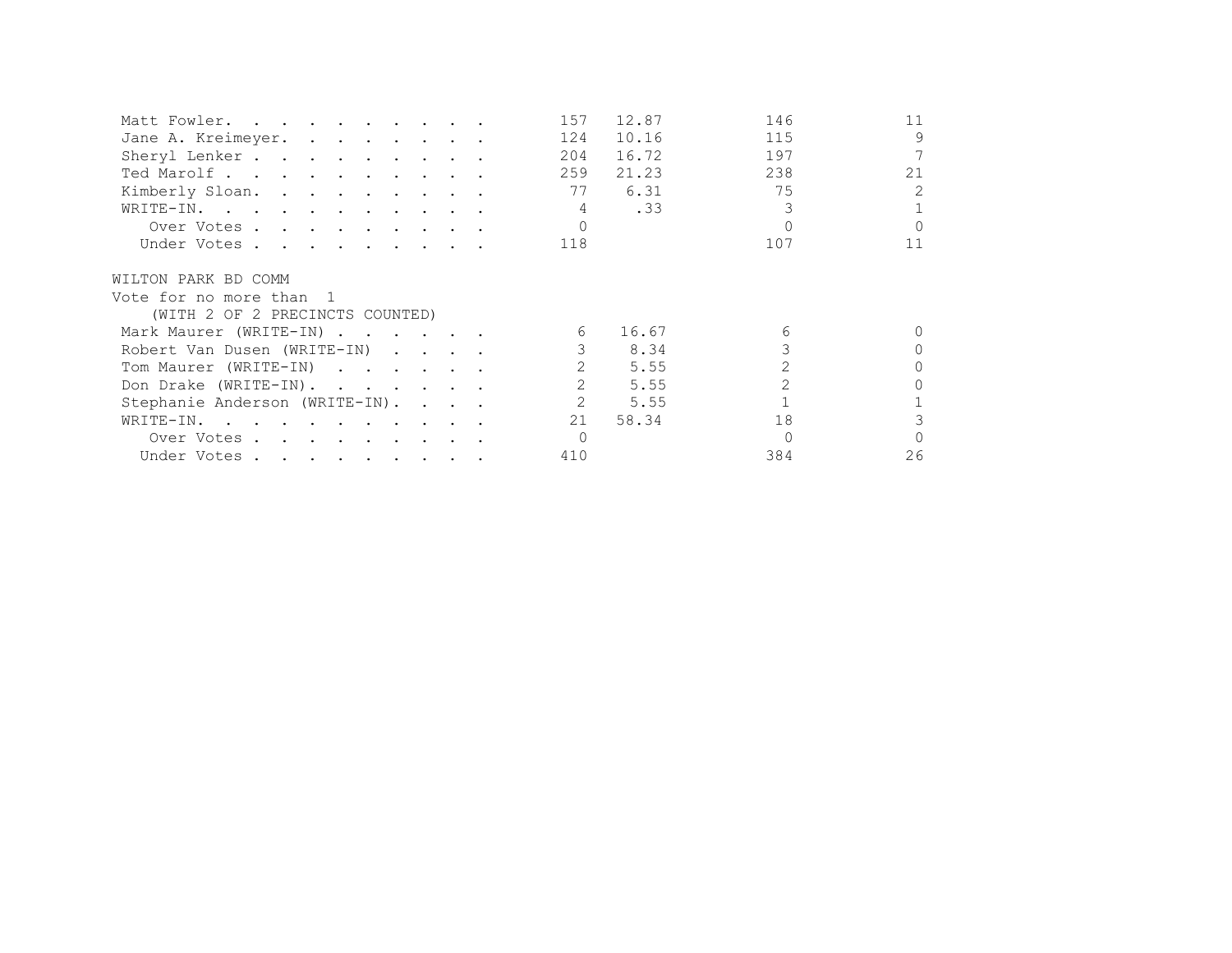| | | | | |
|---|---|---|---|---|
| Matt Fowler | 157 | 12.87 | 146 | 11 |
| Jane A. Kreimeyer | 124 | 10.16 | 115 | 9 |
| Sheryl Lenker | 204 | 16.72 | 197 | 7 |
| Ted Marolf | 259 | 21.23 | 238 | 21 |
| Kimberly Sloan | 77 | 6.31 | 75 | 2 |
| WRITE-IN | 4 | .33 | 3 | 1 |
| Over Votes | 0 | | 0 | 0 |
| Under Votes | 118 | | 107 | 11 |

WILTON PARK BD COMM
Vote for no more than 1
(WITH 2 OF 2 PRECINCTS COUNTED)

| | | | | |
|---|---|---|---|---|
| Mark Maurer (WRITE-IN) | 6 | 16.67 | 6 | 0 |
| Robert Van Dusen (WRITE-IN) | 3 | 8.34 | 3 | 0 |
| Tom Maurer (WRITE-IN) | 2 | 5.55 | 2 | 0 |
| Don Drake (WRITE-IN) | 2 | 5.55 | 2 | 0 |
| Stephanie Anderson (WRITE-IN) | 2 | 5.55 | 1 | 1 |
| WRITE-IN | 21 | 58.34 | 18 | 3 |
| Over Votes | 0 | | 0 | 0 |
| Under Votes | 410 | | 384 | 26 |